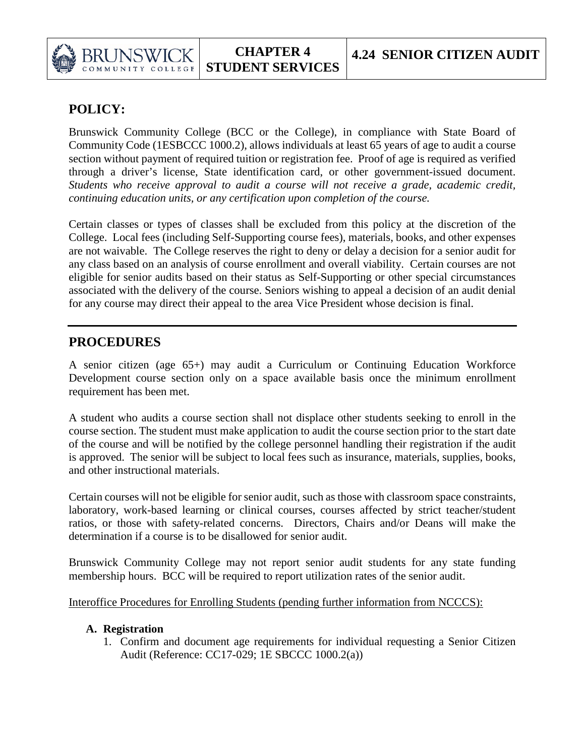# CHAPTER 4 STUDENT SERVICES

# 4.24 SENIOR CITIZEN AUDIT

## POLICY:

Brunswick Community College (BCC or the College), in compliance with State Board of Community Code (1ESBCCC 1000.2), allows individuals at least 65 years of age to audit a course section without payment of required tuition or registration fee. Proof of age is required as verified through a driver's license, State identification card, or other government-issued document. *Students who receive approval to audit a course will not receive a grade, academic credit, continuing education units, or any certification upon completion of the course.*

Certain classes or types of classes shall be excluded from this policy at the discretion of the College. Local fees (including Self-Supporting course fees), materials, books, and other expenses are not waivable. The College reserves the right to deny or delay a decision for a senior audit for any class based on an analysis of course enrollment and overall viability. Certain courses are not eligible for senior audits based on their status as Self-Supporting or other special circumstances associated with the delivery of the course. Seniors wishing to appeal a decision of an audit denial for any course may direct their appeal to the area Vice President whose decision is final.

---

## PROCEDURES

A senior citizen (age 65+) may audit a Curriculum or Continuing Education Workforce Development course section only on a space available basis once the minimum enrollment requirement has been met.

A student who audits a course section shall not displace other students seeking to enroll in the course section. The student must make application to audit the course section prior to the start date of the course and will be notified by the college personnel handling their registration if the audit is approved. The senior will be subject to local fees such as insurance, materials, supplies, books, and other instructional materials.

Certain courses will not be eligible for senior audit, such as those with classroom space constraints, laboratory, work-based learning or clinical courses, courses affected by strict teacher/student ratios, or those with safety-related concerns. Directors, Chairs and/or Deans will make the determination if a course is to be disallowed for senior audit.

Brunswick Community College may not report senior audit students for any state funding membership hours. BCC will be required to report utilization rates of the senior audit.

<u>Interoffice Procedures for Enrolling Students (pending further information from NCCCS):</u>

**A. Registration**

1. Confirm and document age requirements for individual requesting a Senior Citizen Audit (Reference: CC17-029; 1E SBCCC 1000.2(a))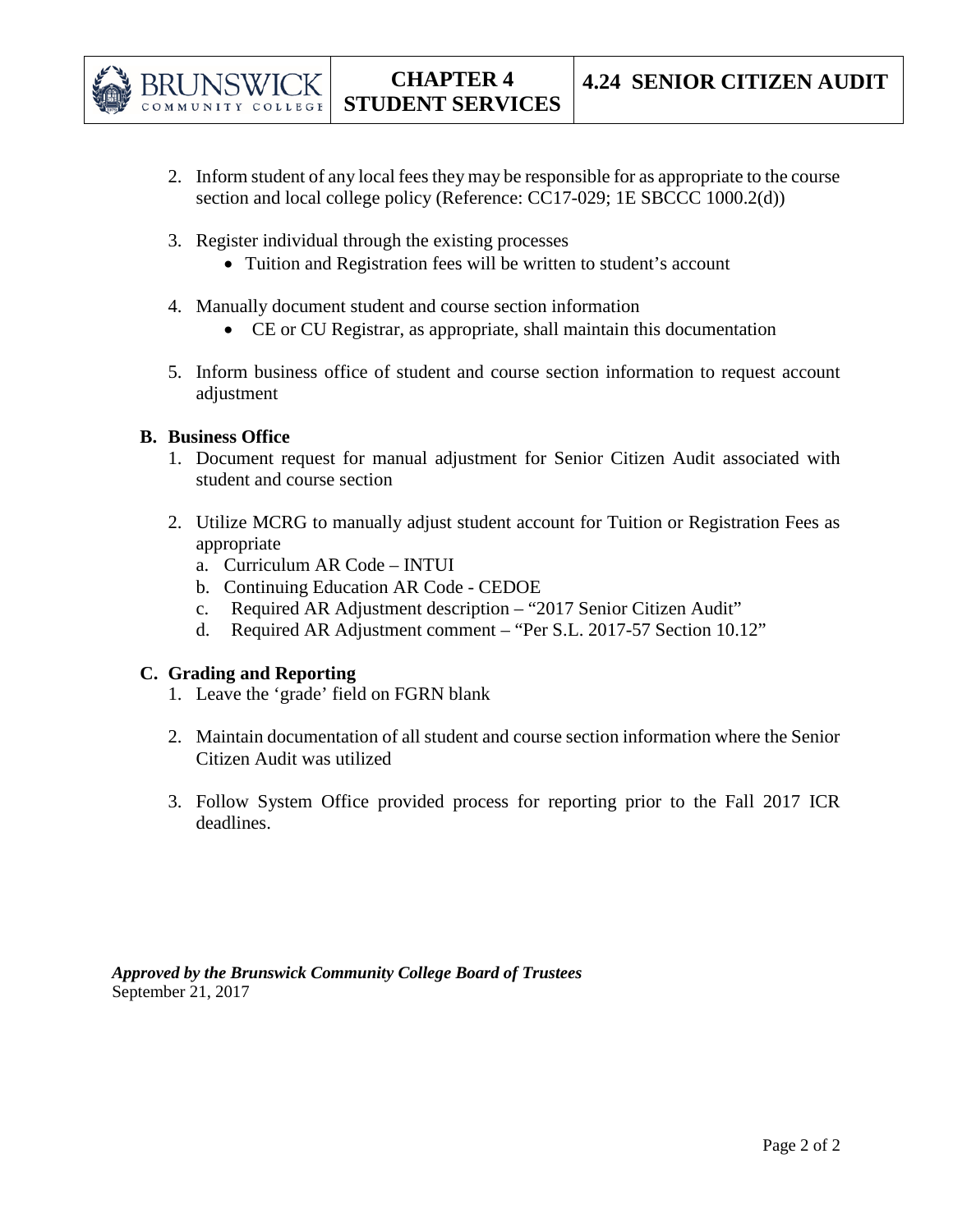2. Inform student of any local fees they may be responsible for as appropriate to the course section and local college policy (Reference: CC17-029; 1E SBCCC 1000.2(d))

3. Register individual through the existing processes
   - Tuition and Registration fees will be written to student's account

4. Manually document student and course section information
   - CE or CU Registrar, as appropriate, shall maintain this documentation

5. Inform business office of student and course section information to request account adjustment

**B. Business Office**

1. Document request for manual adjustment for Senior Citizen Audit associated with student and course section

2. Utilize MCRG to manually adjust student account for Tuition or Registration Fees as appropriate
   a. Curriculum AR Code – INTUI
   b. Continuing Education AR Code - CEDOE
   c. Required AR Adjustment description – "2017 Senior Citizen Audit"
   d. Required AR Adjustment comment – "Per S.L. 2017-57 Section 10.12"

**C. Grading and Reporting**

1. Leave the 'grade' field on FGRN blank

2. Maintain documentation of all student and course section information where the Senior Citizen Audit was utilized

3. Follow System Office provided process for reporting prior to the Fall 2017 ICR deadlines.

***Approved by the Brunswick Community College Board of Trustees***
September 21, 2017